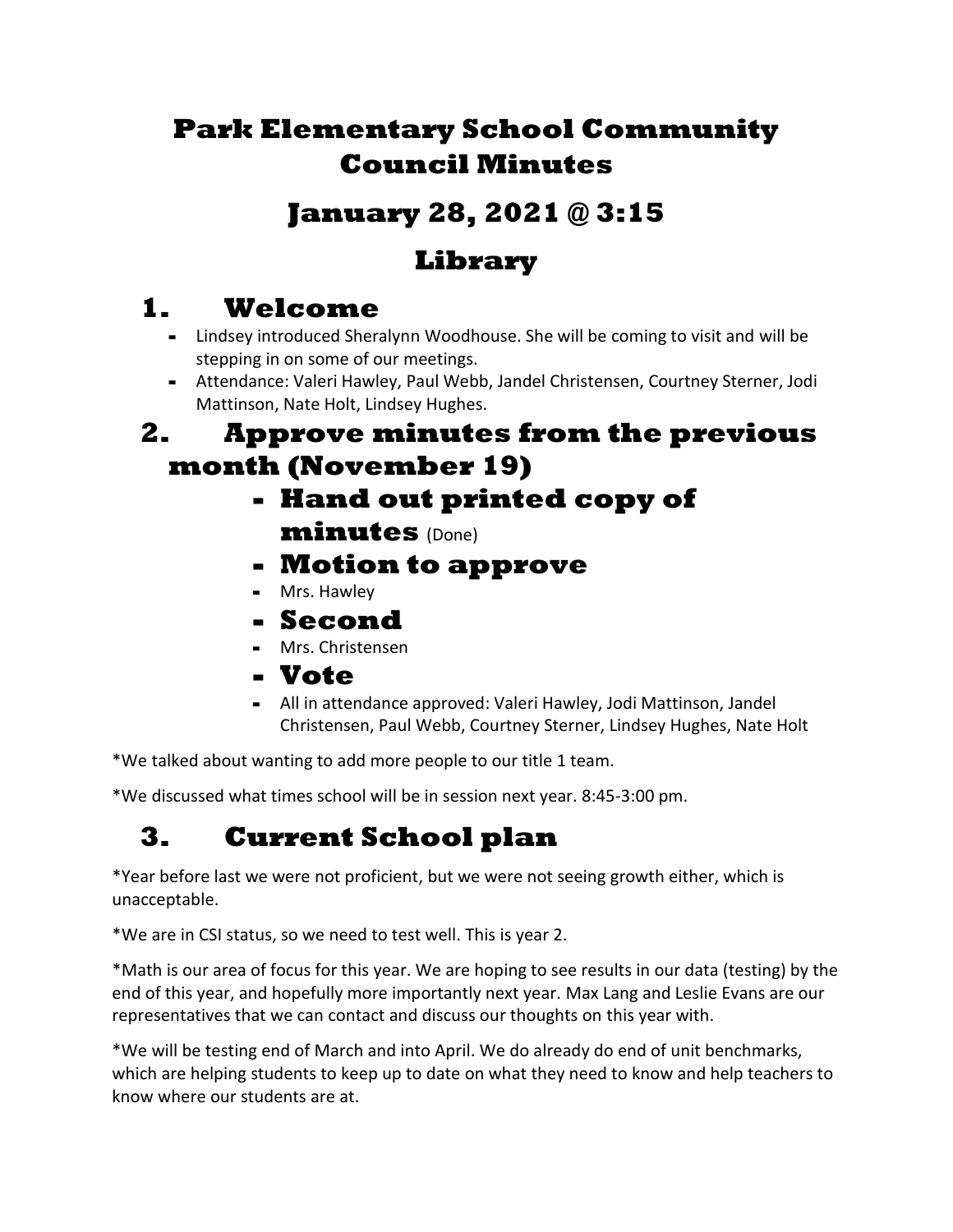# Park Elementary School Community Council Minutes

# January 28, 2021 @ 3:15

# Library

## 1. Welcome

- Lindsey introduced Sheralynn Woodhouse. She will be coming to visit and will be stepping in on some of our meetings.
- Attendance: Valeri Hawley, Paul Webb, Jandel Christensen, Courtney Sterner, Jodi Mattinson, Nate Holt, Lindsey Hughes.

## 2. Approve minutes from the previous month (November 19)

### - Hand out printed copy of minutes (Done)

### - Motion to approve

- Mrs. Hawley

### - Second

- Mrs. Christensen

### - Vote

- All in attendance approved: Valeri Hawley, Jodi Mattinson, Jandel Christensen, Paul Webb, Courtney Sterner, Lindsey Hughes, Nate Holt

*We talked about wanting to add more people to our title 1 team.

*We discussed what times school will be in session next year. 8:45-3:00 pm.

## 3. Current School plan

*Year before last we were not proficient, but we were not seeing growth either, which is unacceptable.

*We are in CSI status, so we need to test well. This is year 2.

*Math is our area of focus for this year. We are hoping to see results in our data (testing) by the end of this year, and hopefully more importantly next year. Max Lang and Leslie Evans are our representatives that we can contact and discuss our thoughts on this year with.

*We will be testing end of March and into April. We do already do end of unit benchmarks, which are helping students to keep up to date on what they need to know and help teachers to know where our students are at.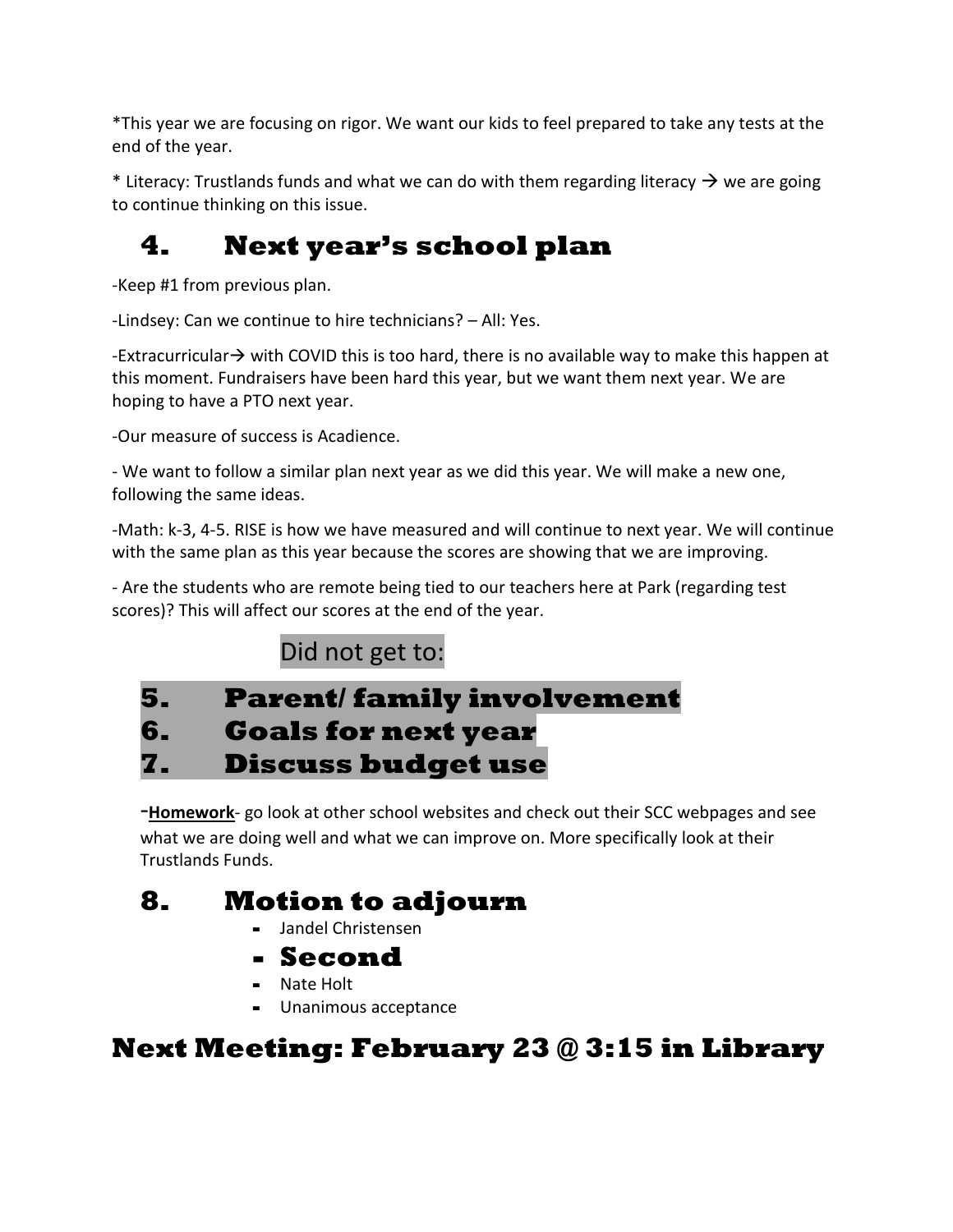*This year we are focusing on rigor. We want our kids to feel prepared to take any tests at the end of the year.

* Literacy: Trustlands funds and what we can do with them regarding literacy → we are going to continue thinking on this issue.

## 4. Next year's school plan

-Keep #1 from previous plan.

-Lindsey: Can we continue to hire technicians? – All: Yes.

-Extracurricular→ with COVID this is too hard, there is no available way to make this happen at this moment. Fundraisers have been hard this year, but we want them next year. We are hoping to have a PTO next year.

-Our measure of success is Acadience.

- We want to follow a similar plan next year as we did this year. We will make a new one, following the same ideas.

-Math: k-3, 4-5. RISE is how we have measured and will continue to next year. We will continue with the same plan as this year because the scores are showing that we are improving.

- Are the students who are remote being tied to our teachers here at Park (regarding test scores)? This will affect our scores at the end of the year.

Did not get to:

## 5. Parent/ family involvement

## 6. Goals for next year

## 7. Discuss budget use

-**Homework**- go look at other school websites and check out their SCC webpages and see what we are doing well and what we can improve on. More specifically look at their Trustlands Funds.

## 8. Motion to adjourn

- Jandel Christensen
- **Second**
- Nate Holt
- Unanimous acceptance

## Next Meeting: February 23 @ 3:15 in Library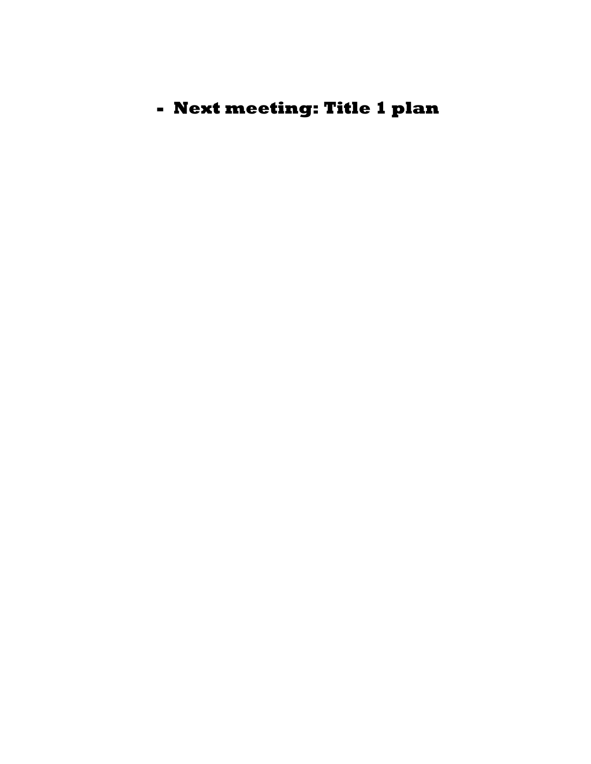- **Next meeting: Title 1 plan**